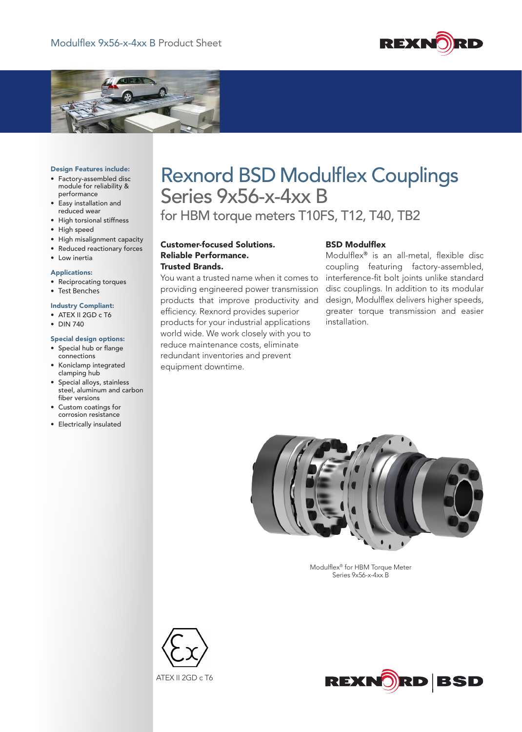Modulflex 9x56-x-4xx B Product Sheet

# Rexnord BSD Modulflex Couplings
## Series 9x56-x-4xx B
### for HBM torque meters T10FS, T12, T40, TB2

**Design Features include:**
- Factory-assembled disc module for reliability & performance
- Easy installation and reduced wear
- High torsional stiffness
- High speed
- High misalignment capacity
- Reduced reactionary forces
- Low inertia

**Applications:**
- Reciprocating torques
- Test Benches

**Industry Compliant:**
- ATEX II 2GD c T6
- DIN 740

**Special design options:**
- Special hub or flange connections
- Koniclamp integrated clamping hub
- Special alloys, stainless steel, aluminum and carbon fiber versions
- Custom coatings for corrosion resistance
- Electrically insulated

**Customer-focused Solutions.
Reliable Performance.
Trusted Brands.**

You want a trusted name when it comes to providing engineered power transmission products that improve productivity and efficiency. Rexnord provides superior products for your industrial applications world wide. We work closely with you to reduce maintenance costs, eliminate redundant inventories and prevent equipment downtime.

**BSD Modulflex**

Modulflex® is an all-metal, flexible disc coupling featuring factory-assembled, interference-fit bolt joints unlike standard disc couplings. In addition to its modular design, Modulflex delivers higher speeds, greater torque transmission and easier installation.

Modulflex® for HBM Torque Meter
Series 9x56-x-4xx B

ATEX II 2GD c T6

REXNORD | BSD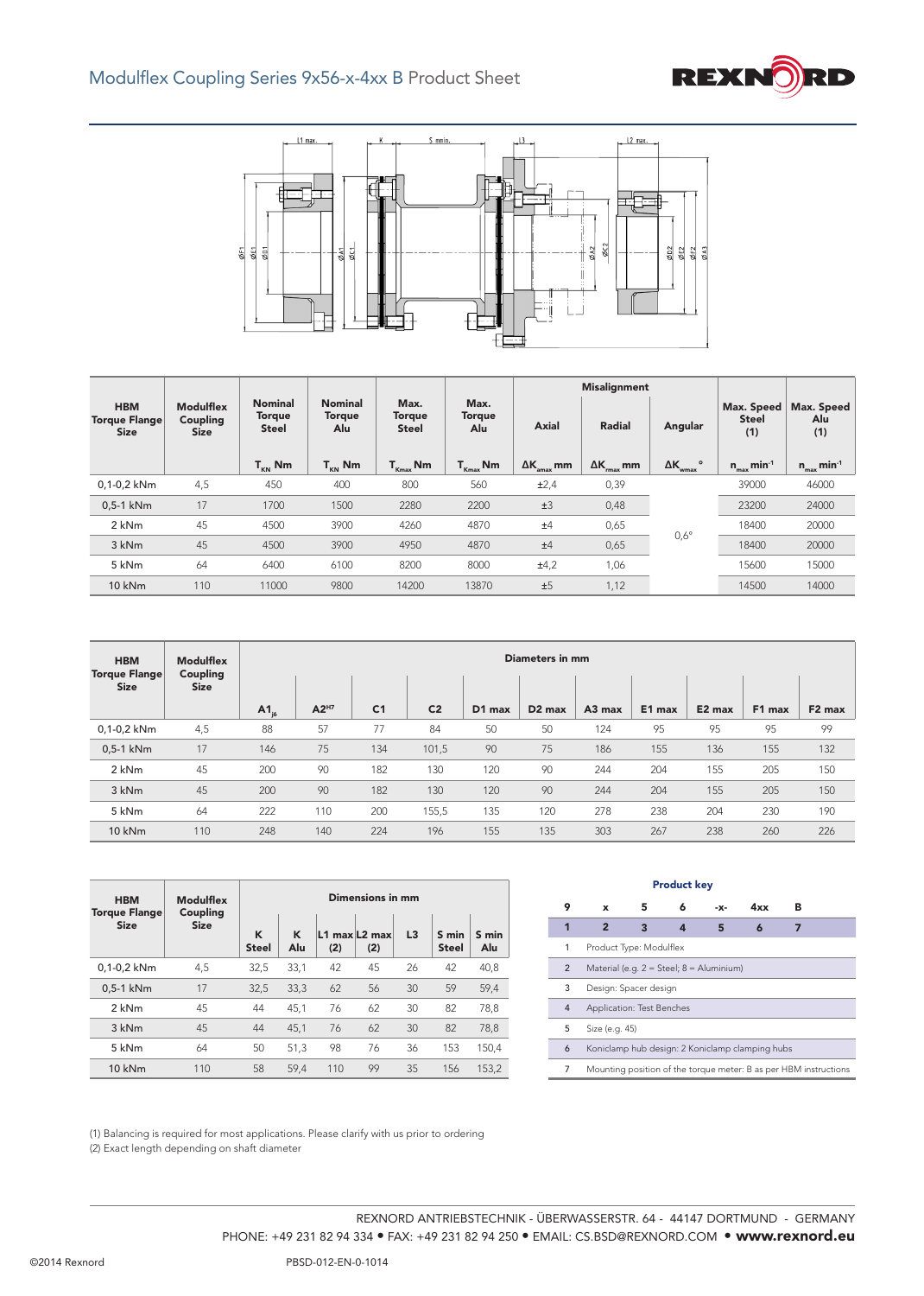# Modulflex Coupling Series 9x56-x-4xx B Product Sheet

L1 max. K S min. L3 L2 max.

ØF1 ØE1 ØD1 ØA1 ØC1 ØA2 ØC2 ØD2 ØE2 ØF2 ØA3

| HBM Torque Flange Size | Modulflex Coupling Size | Nominal Torque Steel | Nominal Torque Alu | Max. Torque Steel | Max. Torque Alu | Misalignment | | | Max. Speed Steel (1) | Max. Speed Alu (1) |
|---|---|---|---|---|---|---|---|---|---|---|
| | | | | | | Axial | Radial | Angular | | |
| | | $T_{KN}$ Nm | $T_{KN}$ Nm | $T_{Kmax}$ Nm | $T_{Kmax}$ Nm | $\Delta K_{amax}$ mm | $\Delta K_{rmax}$ mm | $\Delta K_{wmax}$ ° | $n_{max}$ $min^{-1}$ | $n_{max}$ $min^{-1}$ |
| 0,1-0,2 kNm | 4,5 | 450 | 400 | 800 | 560 | ±2,4 | 0,39 | 0,6° | 39000 | 46000 |
| 0,5-1 kNm | 17 | 1700 | 1500 | 2280 | 2200 | ±3 | 0,48 | | 23200 | 24000 |
| 2 kNm | 45 | 4500 | 3900 | 4260 | 4870 | ±4 | 0,65 | | 18400 | 20000 |
| 3 kNm | 45 | 4500 | 3900 | 4950 | 4870 | ±4 | 0,65 | | 18400 | 20000 |
| 5 kNm | 64 | 6400 | 6100 | 8200 | 8000 | ±4,2 | 1,06 | | 15600 | 15000 |
| 10 kNm | 110 | 11000 | 9800 | 14200 | 13870 | ±5 | 1,12 | | 14500 | 14000 |

| HBM Torque Flange Size | Modulflex Coupling Size | Diameters in mm | | | | | | | | | | |
|---|---|---|---|---|---|---|---|---|---|---|---|---|
| | | $A1_{j6}$ | $A2^{H7}$ | C1 | C2 | D1 max | D2 max | A3 max | E1 max | E2 max | F1 max | F2 max |
| 0,1-0,2 kNm | 4,5 | 88 | 57 | 77 | 84 | 50 | 50 | 124 | 95 | 95 | 95 | 99 |
| 0,5-1 kNm | 17 | 146 | 75 | 134 | 101,5 | 90 | 75 | 186 | 155 | 136 | 155 | 132 |
| 2 kNm | 45 | 200 | 90 | 182 | 130 | 120 | 90 | 244 | 204 | 155 | 205 | 150 |
| 3 kNm | 45 | 200 | 90 | 182 | 130 | 120 | 90 | 244 | 204 | 155 | 205 | 150 |
| 5 kNm | 64 | 222 | 110 | 200 | 155,5 | 135 | 120 | 278 | 238 | 204 | 230 | 190 |
| 10 kNm | 110 | 248 | 140 | 224 | 196 | 155 | 135 | 303 | 267 | 238 | 260 | 226 |

| HBM Torque Flange Size | Modulflex Coupling Size | Dimensions in mm | | | | | | |
|---|---|---|---|---|---|---|---|---|
| | | K Steel | K Alu | L1 max (2) | L2 max (2) | L3 | S min Steel | S min Alu |
| 0,1-0,2 kNm | 4,5 | 32,5 | 33,1 | 42 | 45 | 26 | 42 | 40,8 |
| 0,5-1 kNm | 17 | 32,5 | 33,3 | 62 | 56 | 30 | 59 | 59,4 |
| 2 kNm | 45 | 44 | 45,1 | 76 | 62 | 30 | 82 | 78,8 |
| 3 kNm | 45 | 44 | 45,1 | 76 | 62 | 30 | 82 | 78,8 |
| 5 kNm | 64 | 50 | 51,3 | 98 | 76 | 36 | 153 | 150,4 |
| 10 kNm | 110 | 58 | 59,4 | 110 | 99 | 35 | 156 | 153,2 |

**Product key**

| 9 | x | 5 | 6 | -x- | 4xx | B |
|---|---|---|---|---|---|---|
| 1 | 2 | 3 | 4 | 5 | 6 | 7 |

1. Product Type: Modulflex
2. Material (e.g. 2 = Steel; 8 = Aluminium)
3. Design: Spacer design
4. Application: Test Benches
5. Size (e.g. 45)
6. Koniclamp hub design: 2 Koniclamp clamping hubs
7. Mounting position of the torque meter: B as per HBM instructions

(1) Balancing is required for most applications. Please clarify with us prior to ordering
(2) Exact length depending on shaft diameter

REXNORD ANTRIEBSTECHNIK - ÜBERWASSERSTR. 64 - 44147 DORTMUND - GERMANY
PHONE: +49 231 82 94 334 • FAX: +49 231 82 94 250 • EMAIL: CS.BSD@REXNORD.COM • **www.rexnord.eu**

©2014 Rexnord PBSD-012-EN-0-1014